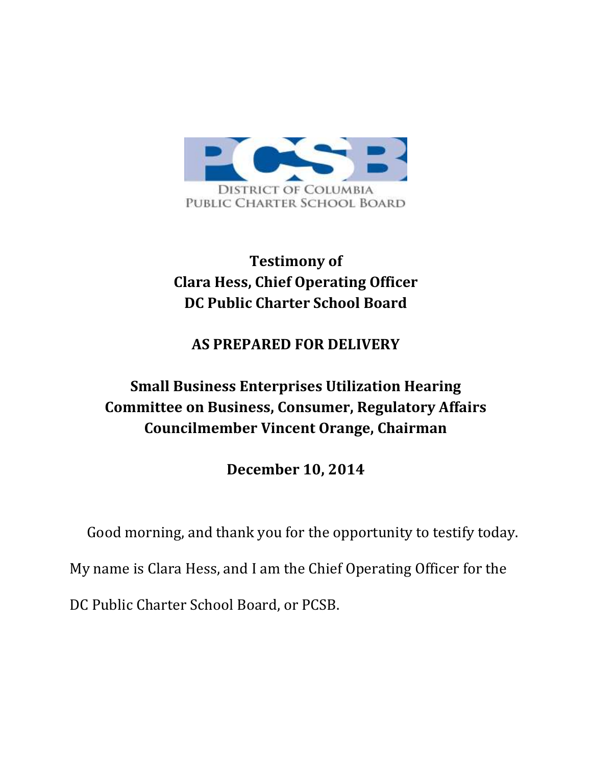PCSB

DISTRICT OF COLUMBIA
PUBLIC CHARTER SCHOOL BOARD

**Testimony of**
**Clara Hess, Chief Operating Officer**
**DC Public Charter School Board**

**AS PREPARED FOR DELIVERY**

**Small Business Enterprises Utilization Hearing**
**Committee on Business, Consumer, Regulatory Affairs**
**Councilmember Vincent Orange, Chairman**

**December 10, 2014**

Good morning, and thank you for the opportunity to testify today. My name is Clara Hess, and I am the Chief Operating Officer for the DC Public Charter School Board, or PCSB.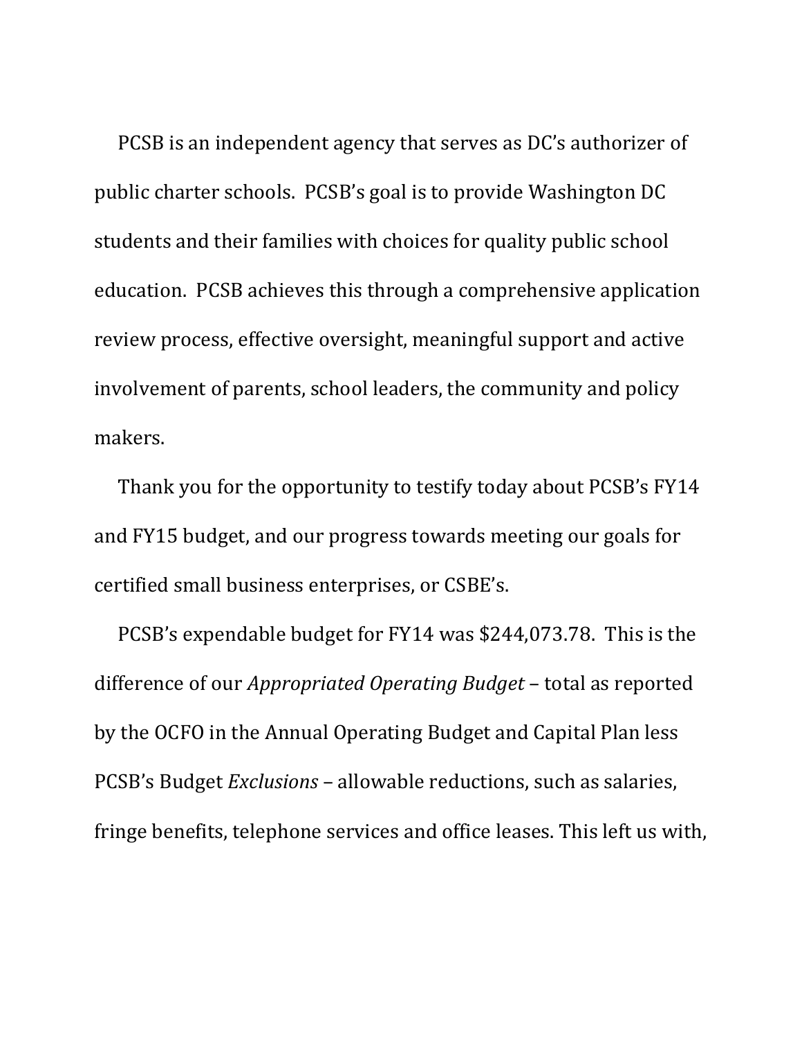PCSB is an independent agency that serves as DC's authorizer of public charter schools. PCSB's goal is to provide Washington DC students and their families with choices for quality public school education. PCSB achieves this through a comprehensive application review process, effective oversight, meaningful support and active involvement of parents, school leaders, the community and policy makers.

Thank you for the opportunity to testify today about PCSB's FY14 and FY15 budget, and our progress towards meeting our goals for certified small business enterprises, or CSBE's.

PCSB's expendable budget for FY14 was $244,073.78. This is the difference of our *Appropriated Operating Budget* – total as reported by the OCFO in the Annual Operating Budget and Capital Plan less PCSB's Budget *Exclusions* – allowable reductions, such as salaries, fringe benefits, telephone services and office leases. This left us with,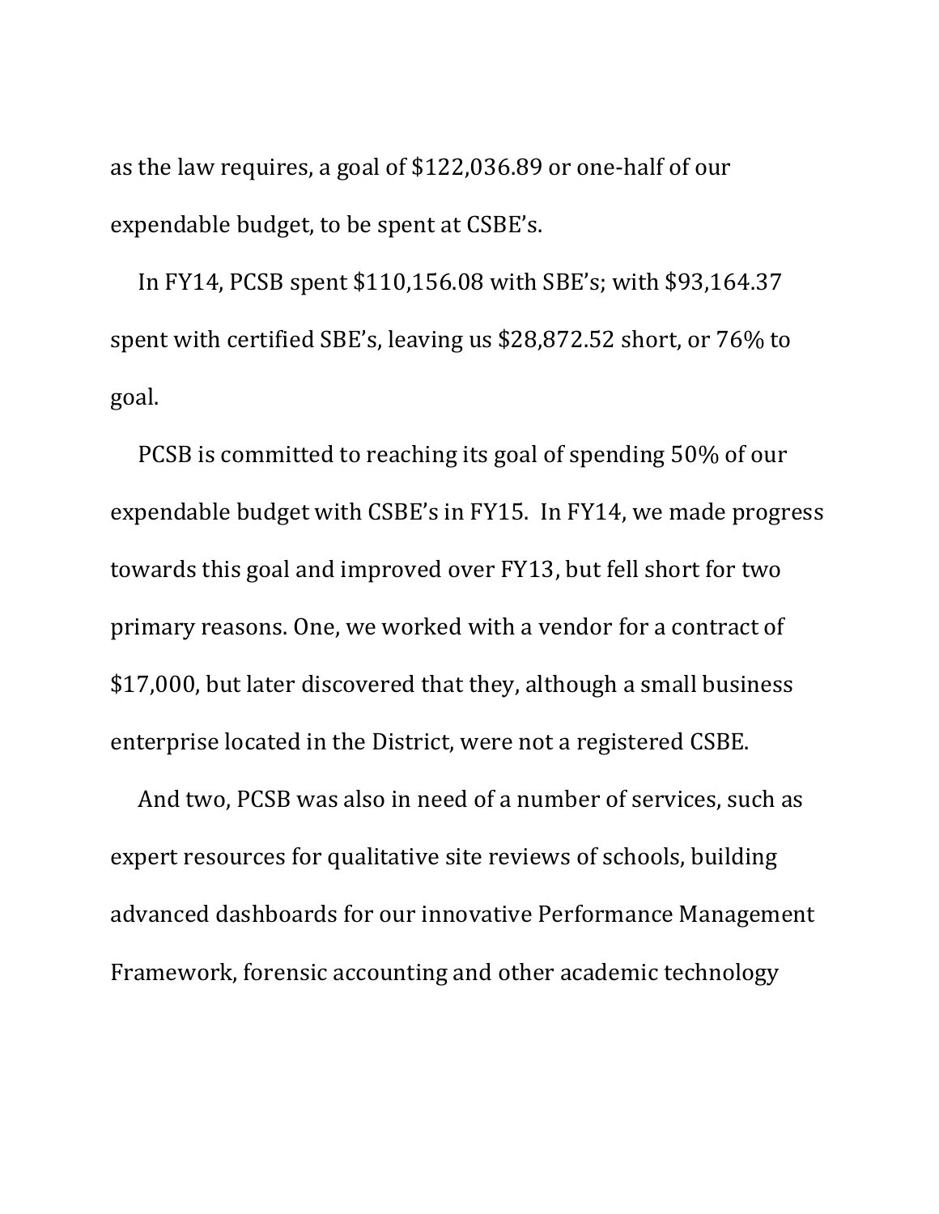as the law requires, a goal of $122,036.89 or one-half of our expendable budget, to be spent at CSBE's.

In FY14, PCSB spent $110,156.08 with SBE's; with $93,164.37 spent with certified SBE's, leaving us $28,872.52 short, or 76% to goal.

PCSB is committed to reaching its goal of spending 50% of our expendable budget with CSBE's in FY15. In FY14, we made progress towards this goal and improved over FY13, but fell short for two primary reasons. One, we worked with a vendor for a contract of $17,000, but later discovered that they, although a small business enterprise located in the District, were not a registered CSBE.

And two, PCSB was also in need of a number of services, such as expert resources for qualitative site reviews of schools, building advanced dashboards for our innovative Performance Management Framework, forensic accounting and other academic technology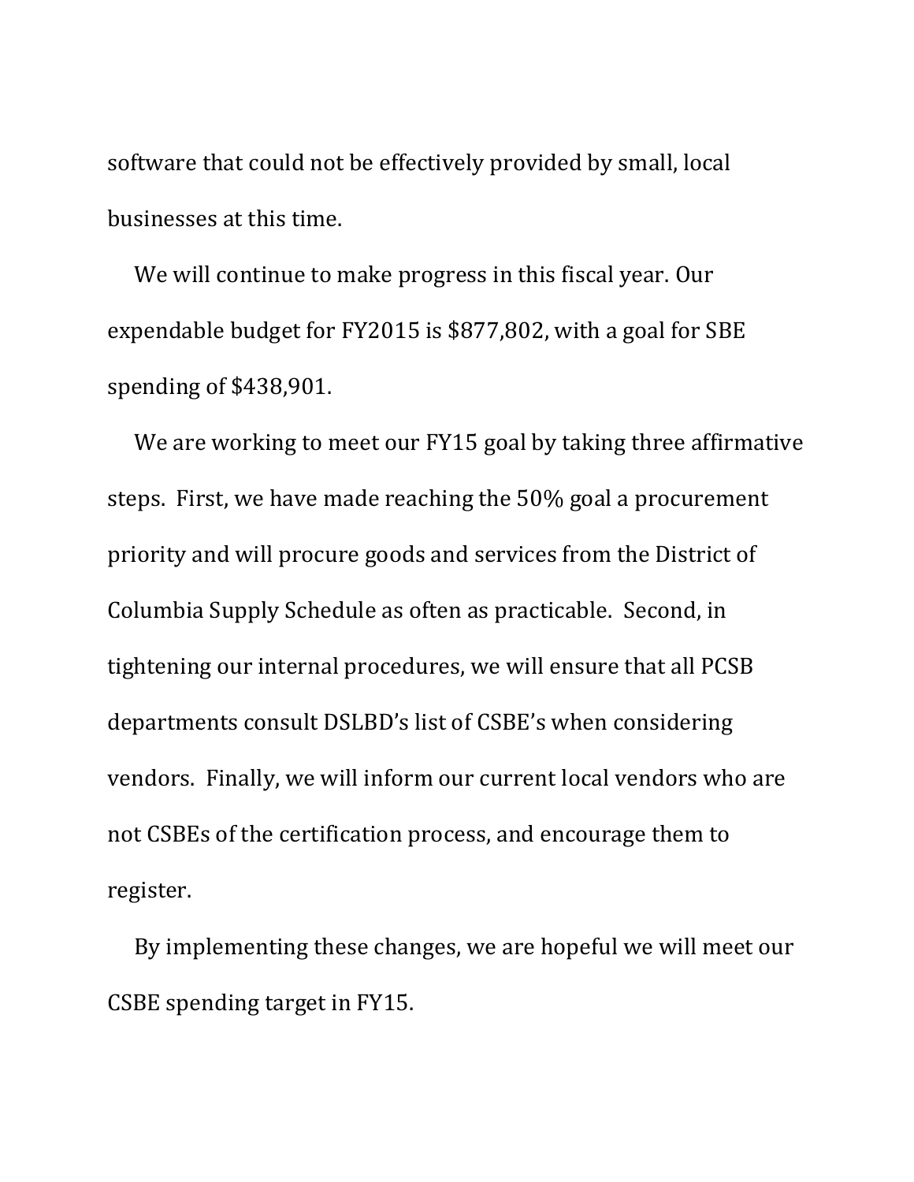software that could not be effectively provided by small, local businesses at this time.

We will continue to make progress in this fiscal year. Our expendable budget for FY2015 is $877,802, with a goal for SBE spending of $438,901.

We are working to meet our FY15 goal by taking three affirmative steps. First, we have made reaching the 50% goal a procurement priority and will procure goods and services from the District of Columbia Supply Schedule as often as practicable. Second, in tightening our internal procedures, we will ensure that all PCSB departments consult DSLBD's list of CSBE's when considering vendors. Finally, we will inform our current local vendors who are not CSBEs of the certification process, and encourage them to register.

By implementing these changes, we are hopeful we will meet our CSBE spending target in FY15.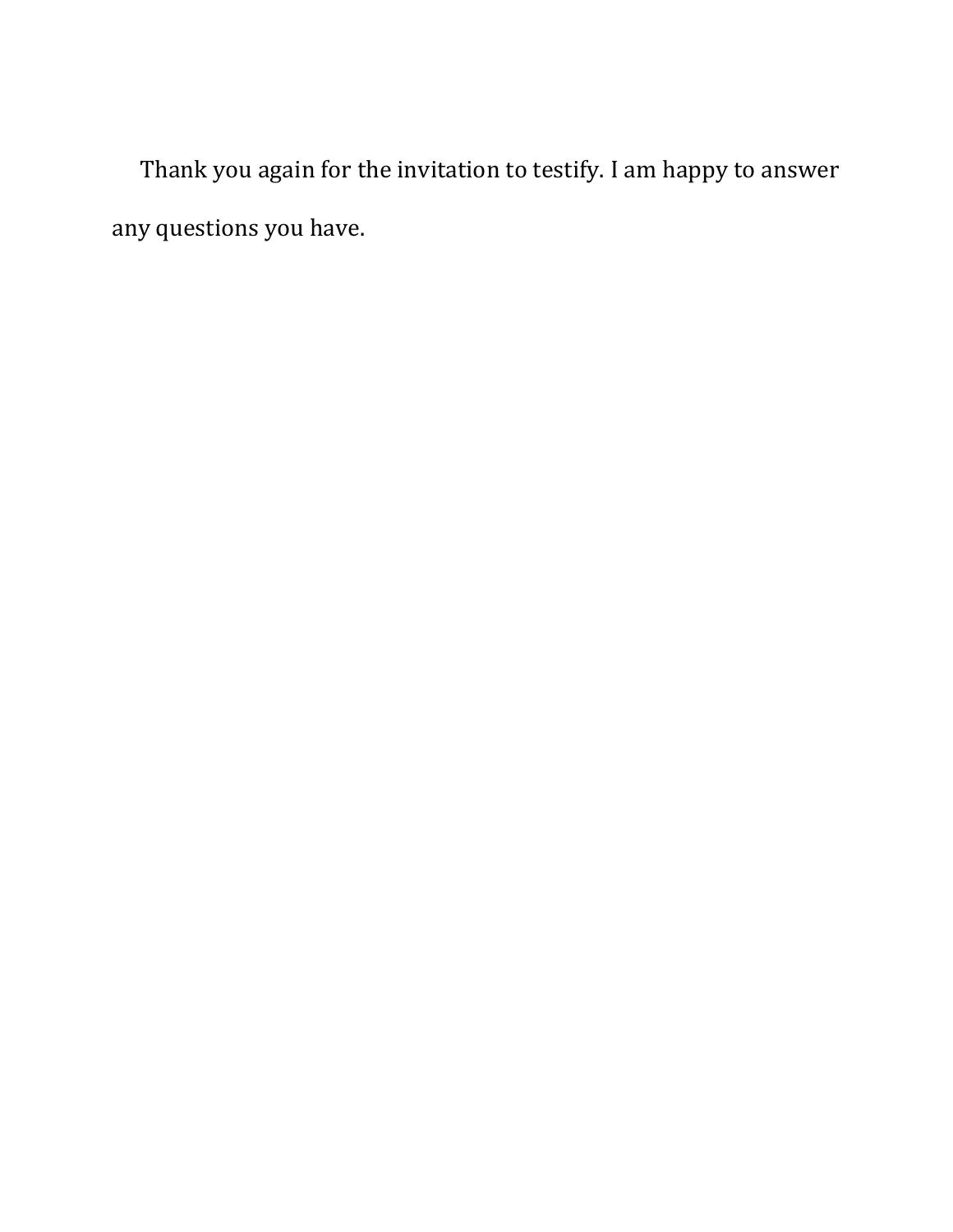Thank you again for the invitation to testify. I am happy to answer any questions you have.